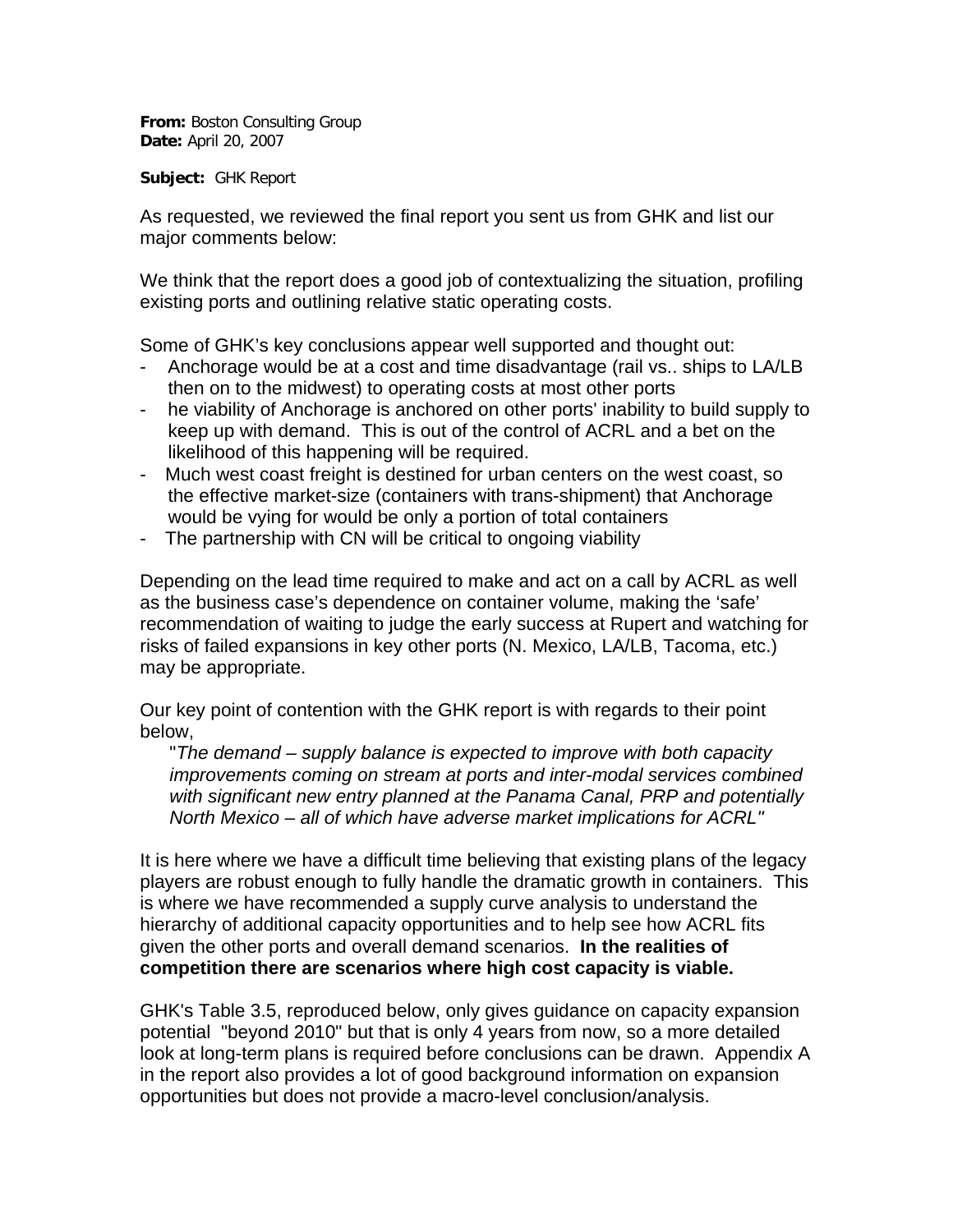**From:** Boston Consulting Group
**Date:** April 20, 2007

**Subject:** GHK Report

As requested, we reviewed the final report you sent us from GHK and list our major comments below:

We think that the report does a good job of contextualizing the situation, profiling existing ports and outlining relative static operating costs.

Some of GHK's key conclusions appear well supported and thought out:

- Anchorage would be at a cost and time disadvantage (rail vs.. ships to LA/LB then on to the midwest) to operating costs at most other ports
- he viability of Anchorage is anchored on other ports' inability to build supply to keep up with demand. This is out of the control of ACRL and a bet on the likelihood of this happening will be required.
- Much west coast freight is destined for urban centers on the west coast, so the effective market-size (containers with trans-shipment) that Anchorage would be vying for would be only a portion of total containers
- The partnership with CN will be critical to ongoing viability

Depending on the lead time required to make and act on a call by ACRL as well as the business case's dependence on container volume, making the 'safe' recommendation of waiting to judge the early success at Rupert and watching for risks of failed expansions in key other ports (N. Mexico, LA/LB, Tacoma, etc.) may be appropriate.

Our key point of contention with the GHK report is with regards to their point below,

> "*The demand – supply balance is expected to improve with both capacity improvements coming on stream at ports and inter-modal services combined with significant new entry planned at the Panama Canal, PRP and potentially North Mexico – all of which have adverse market implications for ACRL"*

It is here where we have a difficult time believing that existing plans of the legacy players are robust enough to fully handle the dramatic growth in containers. This is where we have recommended a supply curve analysis to understand the hierarchy of additional capacity opportunities and to help see how ACRL fits given the other ports and overall demand scenarios. **In the realities of competition there are scenarios where high cost capacity is viable.**

GHK's Table 3.5, reproduced below, only gives guidance on capacity expansion potential "beyond 2010" but that is only 4 years from now, so a more detailed look at long-term plans is required before conclusions can be drawn. Appendix A in the report also provides a lot of good background information on expansion opportunities but does not provide a macro-level conclusion/analysis.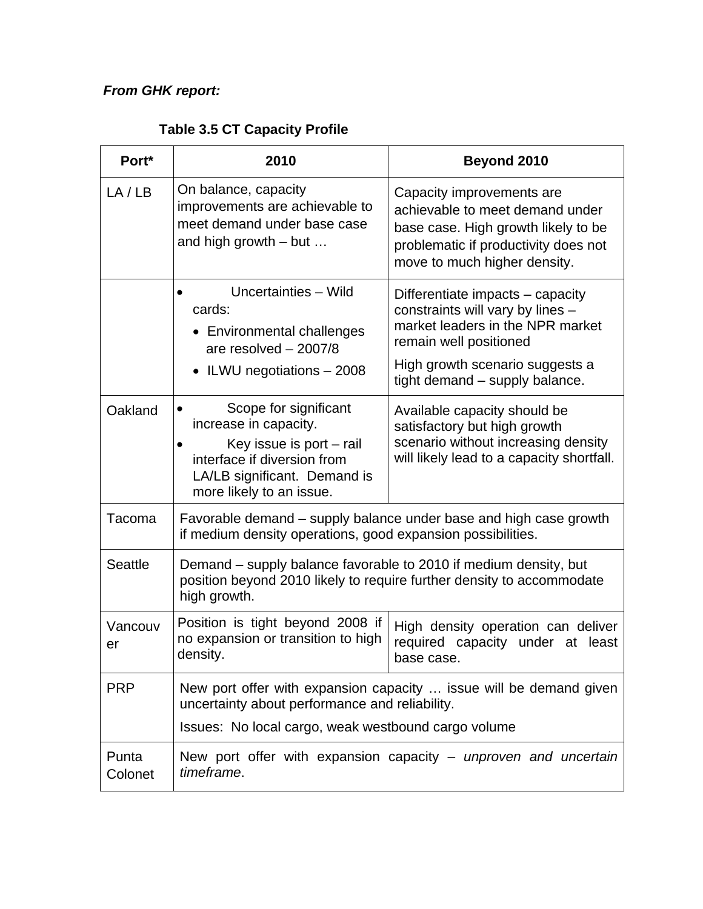***From GHK report:***

**Table 3.5 CT Capacity Profile**

| Port* | 2010 | Beyond 2010 |
|---|---|---|
| LA / LB | On balance, capacity improvements are achievable to meet demand under base case and high growth – but … | Capacity improvements are achievable to meet demand under base case. High growth likely to be problematic if productivity does not move to much higher density. |
| | • Uncertainties – Wild cards: • Environmental challenges are resolved – 2007/8 • ILWU negotiations – 2008 | Differentiate impacts – capacity constraints will vary by lines – market leaders in the NPR market remain well positioned<br>High growth scenario suggests a tight demand – supply balance. |
| Oakland | • Scope for significant increase in capacity.<br>• Key issue is port – rail interface if diversion from LA/LB significant. Demand is more likely to an issue. | Available capacity should be satisfactory but high growth scenario without increasing density will likely lead to a capacity shortfall. |
| Tacoma | Favorable demand – supply balance under base and high case growth if medium density operations, good expansion possibilities. | |
| Seattle | Demand – supply balance favorable to 2010 if medium density, but position beyond 2010 likely to require further density to accommodate high growth. | |
| Vancouver | Position is tight beyond 2008 if no expansion or transition to high density. | High density operation can deliver required capacity under at least base case. |
| PRP | New port offer with expansion capacity … issue will be demand given uncertainty about performance and reliability.<br>Issues: No local cargo, weak westbound cargo volume | |
| Punta Colonet | New port offer with expansion capacity – *unproven and uncertain timeframe*. | |